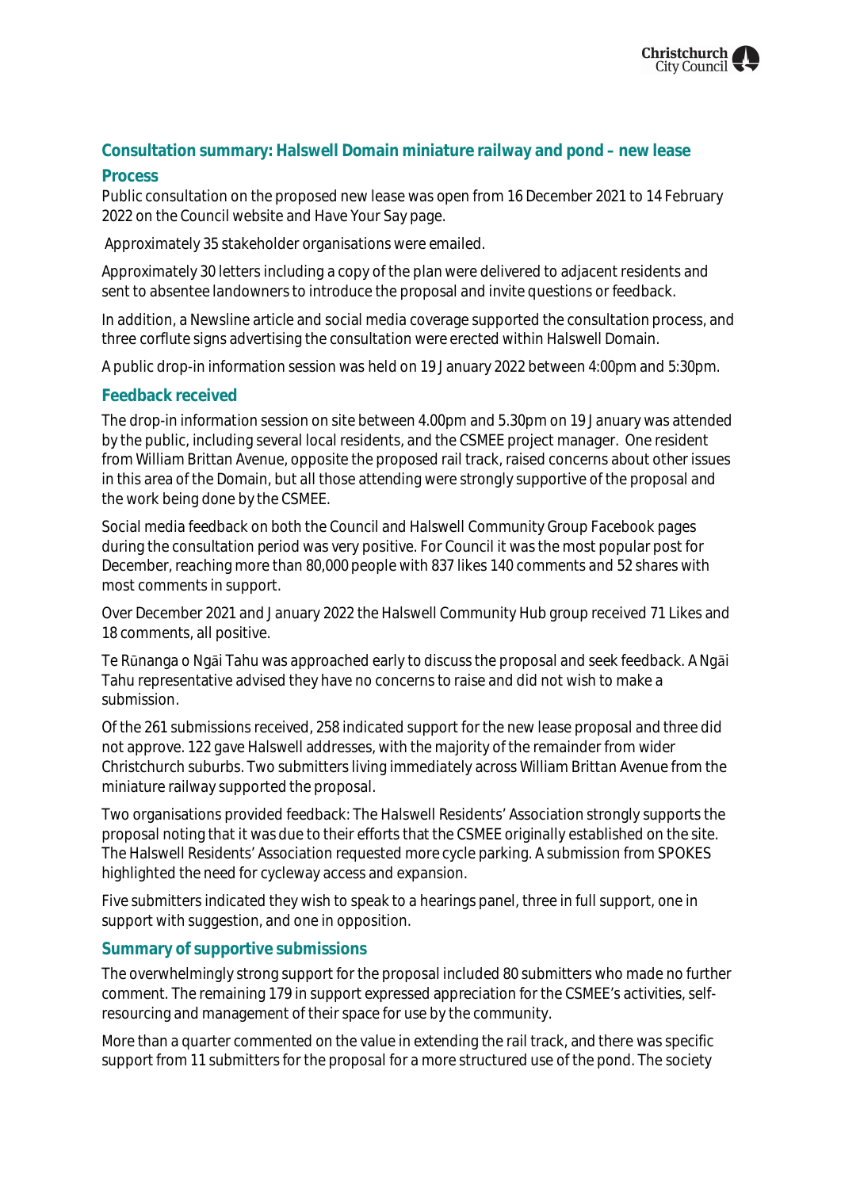## Consultation summary: Halswell Domain miniature railway and pond – new lease

### Process

Public consultation on the proposed new lease was open from 16 December 2021 to 14 February 2022 on the Council website and Have Your Say page.

Approximately 35 stakeholder organisations were emailed.

Approximately 30 letters including a copy of the plan were delivered to adjacent residents and sent to absentee landowners to introduce the proposal and invite questions or feedback.

In addition, a Newsline article and social media coverage supported the consultation process, and three corflute signs advertising the consultation were erected within Halswell Domain.

A public drop-in information session was held on 19 January 2022 between 4:00pm and 5:30pm.

### Feedback received

The drop-in information session on site between 4.00pm and 5.30pm on 19 January was attended by the public, including several local residents, and the CSMEE project manager. One resident from William Brittan Avenue, opposite the proposed rail track, raised concerns about other issues in this area of the Domain, but all those attending were strongly supportive of the proposal and the work being done by the CSMEE.

Social media feedback on both the Council and Halswell Community Group Facebook pages during the consultation period was very positive. For Council it was the most popular post for December, reaching more than 80,000 people with 837 likes 140 comments and 52 shares with most comments in support.

Over December 2021 and January 2022 the Halswell Community Hub group received 71 Likes and 18 comments, all positive.

Te Rūnanga o Ngāi Tahu was approached early to discuss the proposal and seek feedback. A Ngāi Tahu representative advised they have no concerns to raise and did not wish to make a submission.

Of the 261 submissions received, 258 indicated support for the new lease proposal and three did not approve. 122 gave Halswell addresses, with the majority of the remainder from wider Christchurch suburbs. Two submitters living immediately across William Brittan Avenue from the miniature railway supported the proposal.

Two organisations provided feedback: The Halswell Residents' Association strongly supports the proposal noting that it was due to their efforts that the CSMEE originally established on the site. The Halswell Residents' Association requested more cycle parking. A submission from SPOKES highlighted the need for cycleway access and expansion.

Five submitters indicated they wish to speak to a hearings panel, three in full support, one in support with suggestion, and one in opposition.

### Summary of supportive submissions

The overwhelmingly strong support for the proposal included 80 submitters who made no further comment. The remaining 179 in support expressed appreciation for the CSMEE's activities, self-resourcing and management of their space for use by the community.

More than a quarter commented on the value in extending the rail track, and there was specific support from 11 submitters for the proposal for a more structured use of the pond. The society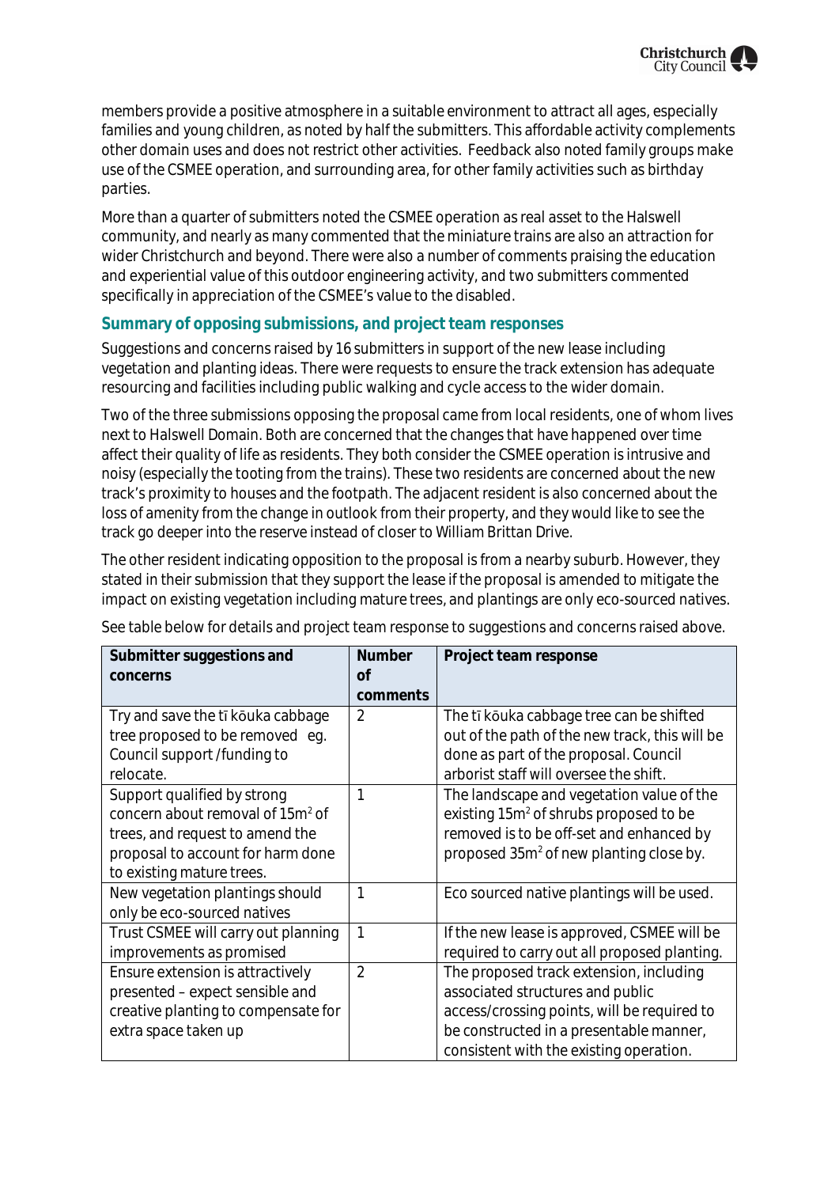members provide a positive atmosphere in a suitable environment to attract all ages, especially families and young children, as noted by half the submitters. This affordable activity complements other domain uses and does not restrict other activities. Feedback also noted family groups make use of the CSMEE operation, and surrounding area, for other family activities such as birthday parties.

More than a quarter of submitters noted the CSMEE operation as real asset to the Halswell community, and nearly as many commented that the miniature trains are also an attraction for wider Christchurch and beyond. There were also a number of comments praising the education and experiential value of this outdoor engineering activity, and two submitters commented specifically in appreciation of the CSMEE's value to the disabled.

### Summary of opposing submissions, and project team responses

Suggestions and concerns raised by 16 submitters in support of the new lease including vegetation and planting ideas. There were requests to ensure the track extension has adequate resourcing and facilities including public walking and cycle access to the wider domain.

Two of the three submissions opposing the proposal came from local residents, one of whom lives next to Halswell Domain. Both are concerned that the changes that have happened over time affect their quality of life as residents. They both consider the CSMEE operation is intrusive and noisy (especially the tooting from the trains). These two residents are concerned about the new track's proximity to houses and the footpath. The adjacent resident is also concerned about the loss of amenity from the change in outlook from their property, and they would like to see the track go deeper into the reserve instead of closer to William Brittan Drive.

The other resident indicating opposition to the proposal is from a nearby suburb. However, they stated in their submission that they support the lease if the proposal is amended to mitigate the impact on existing vegetation including mature trees, and plantings are only eco-sourced natives.

See table below for details and project team response to suggestions and concerns raised above.

| Submitter suggestions and concerns | Number of comments | Project team response |
|---|---|---|
| Try and save the tī kōuka cabbage tree proposed to be removed eg. Council support /funding to relocate. | 2 | The tī kōuka cabbage tree can be shifted out of the path of the new track, this will be done as part of the proposal. Council arborist staff will oversee the shift. |
| Support qualified by strong concern about removal of 15m$^2$ of trees, and request to amend the proposal to account for harm done to existing mature trees. | 1 | The landscape and vegetation value of the existing 15m$^2$ of shrubs proposed to be removed is to be off-set and enhanced by proposed 35m$^2$ of new planting close by. |
| New vegetation plantings should only be eco-sourced natives | 1 | Eco sourced native plantings will be used. |
| Trust CSMEE will carry out planning improvements as promised | 1 | If the new lease is approved, CSMEE will be required to carry out all proposed planting. |
| Ensure extension is attractively presented – expect sensible and creative planting to compensate for extra space taken up | 2 | The proposed track extension, including associated structures and public access/crossing points, will be required to be constructed in a presentable manner, consistent with the existing operation. |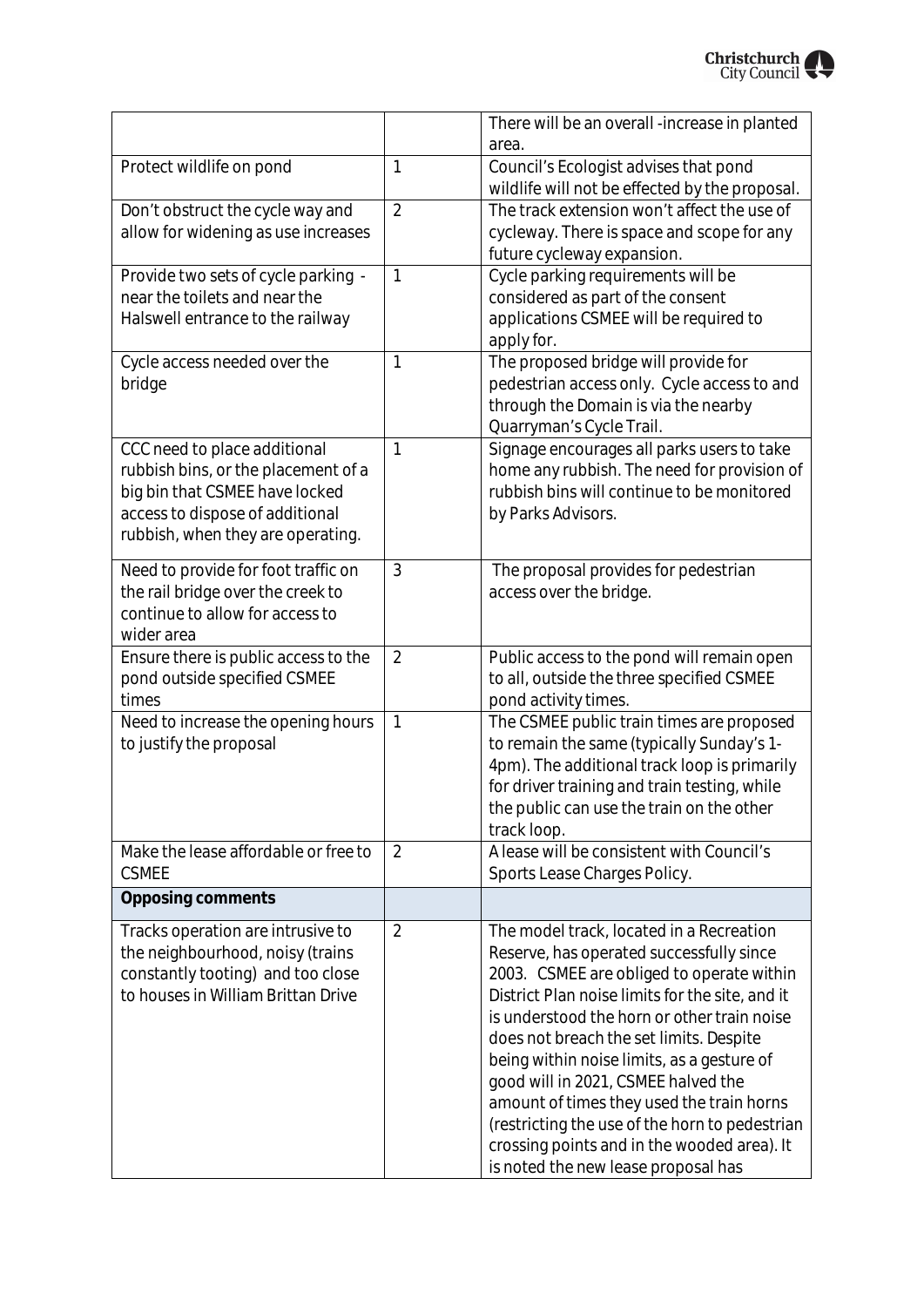|  |  | There will be an overall -increase in planted area. |
|---|---|---|
| Protect wildlife on pond | 1 | Council's Ecologist advises that pond wildlife will not be effected by the proposal. |
| Don't obstruct the cycle way and allow for widening as use increases | 2 | The track extension won't affect the use of cycleway. There is space and scope for any future cycleway expansion. |
| Provide two sets of cycle parking - near the toilets and near the Halswell entrance to the railway | 1 | Cycle parking requirements will be considered as part of the consent applications CSMEE will be required to apply for. |
| Cycle access needed over the bridge | 1 | The proposed bridge will provide for pedestrian access only. Cycle access to and through the Domain is via the nearby Quarryman's Cycle Trail. |
| CCC need to place additional rubbish bins, or the placement of a big bin that CSMEE have locked access to dispose of additional rubbish, when they are operating. | 1 | Signage encourages all parks users to take home any rubbish. The need for provision of rubbish bins will continue to be monitored by Parks Advisors. |
| Need to provide for foot traffic on the rail bridge over the creek to continue to allow for access to wider area | 3 | The proposal provides for pedestrian access over the bridge. |
| Ensure there is public access to the pond outside specified CSMEE times | 2 | Public access to the pond will remain open to all, outside the three specified CSMEE pond activity times. |
| Need to increase the opening hours to justify the proposal | 1 | The CSMEE public train times are proposed to remain the same (typically Sunday's 1-4pm). The additional track loop is primarily for driver training and train testing, while the public can use the train on the other track loop. |
| Make the lease affordable or free to CSMEE | 2 | A lease will be consistent with Council's Sports Lease Charges Policy. |
| **Opposing comments** |  |  |
| Tracks operation are intrusive to the neighbourhood, noisy (trains constantly tooting) and too close to houses in William Brittan Drive | 2 | The model track, located in a Recreation Reserve, has operated successfully since 2003. CSMEE are obliged to operate within District Plan noise limits for the site, and it is understood the horn or other train noise does not breach the set limits. Despite being within noise limits, as a gesture of good will in 2021, CSMEE halved the amount of times they used the train horns (restricting the use of the horn to pedestrian crossing points and in the wooded area). It is noted the new lease proposal has |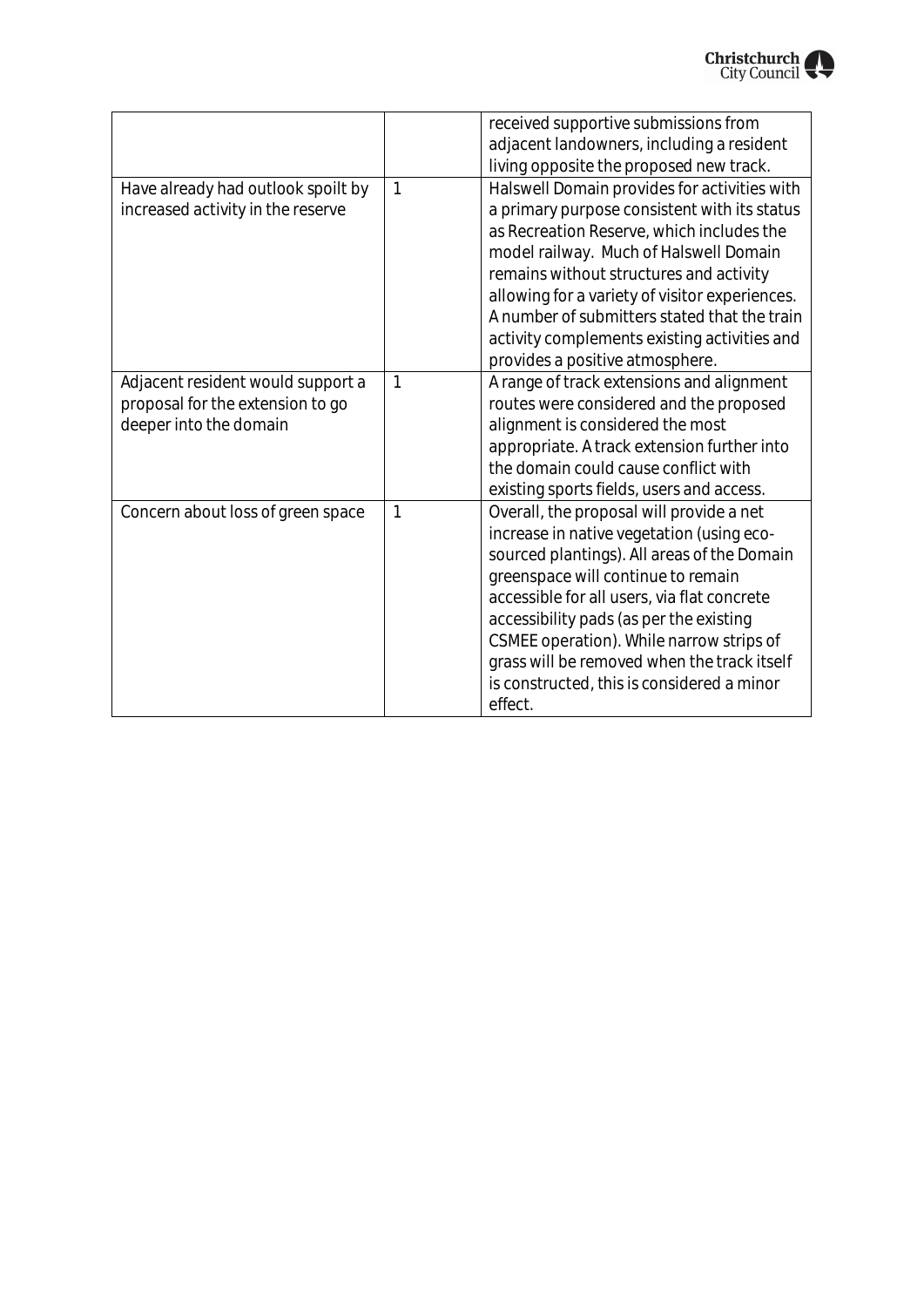| | | |
|---|---|---|
| | | received supportive submissions from adjacent landowners, including a resident living opposite the proposed new track. |
| Have already had outlook spoilt by increased activity in the reserve | 1 | Halswell Domain provides for activities with a primary purpose consistent with its status as Recreation Reserve, which includes the model railway. Much of Halswell Domain remains without structures and activity allowing for a variety of visitor experiences. A number of submitters stated that the train activity complements existing activities and provides a positive atmosphere. |
| Adjacent resident would support a proposal for the extension to go deeper into the domain | 1 | A range of track extensions and alignment routes were considered and the proposed alignment is considered the most appropriate. A track extension further into the domain could cause conflict with existing sports fields, users and access. |
| Concern about loss of green space | 1 | Overall, the proposal will provide a net increase in native vegetation (using eco-sourced plantings). All areas of the Domain greenspace will continue to remain accessible for all users, via flat concrete accessibility pads (as per the existing CSMEE operation). While narrow strips of grass will be removed when the track itself is constructed, this is considered a minor effect. |